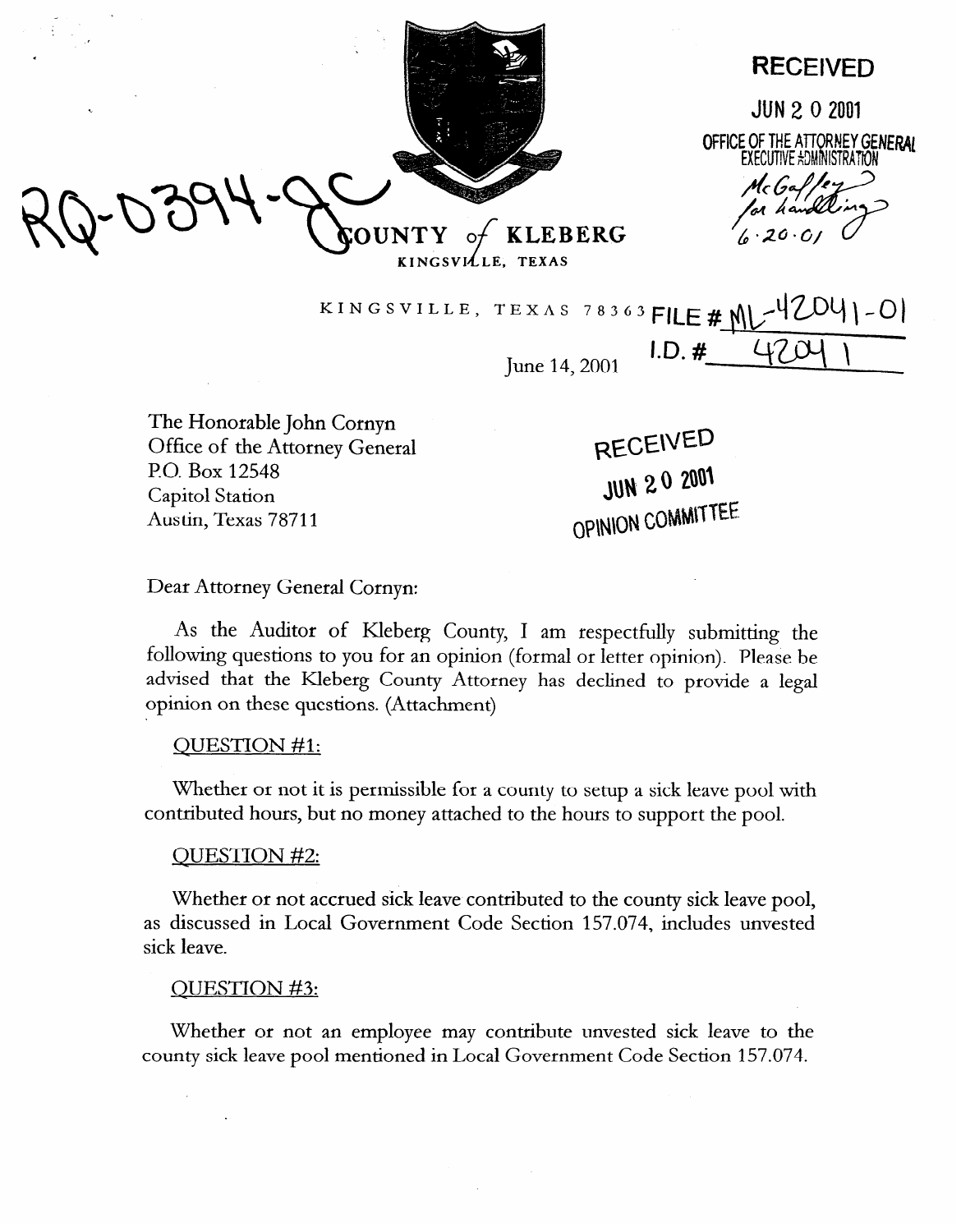RQ-0394-GC

**RECEIVED**

**JUN 2 0 2001**

**OFFICE OF THE ATTORNEY GENERAL EXECUTIVE ADMINISTRATION**

McGaffey for handling 6·20·01

**COUNTY of KLEBERG**

KINGSVILLE, TEXAS

KINGSVILLE, TEXAS 78363 **FILE # ML-42041-01**

**I.D. # 42041**

June 14, 2001

The Honorable John Cornyn
Office of the Attorney General
P.O. Box 12548
Capitol Station
Austin, Texas 78711

**RECEIVED**
**JUN 2 0 2001**
**OPINION COMMITTEE**

Dear Attorney General Cornyn:

As the Auditor of Kleberg County, I am respectfully submitting the following questions to you for an opinion (formal or letter opinion). Please be advised that the Kleberg County Attorney has declined to provide a legal opinion on these questions. (Attachment)

QUESTION #1:

Whether or not it is permissible for a county to setup a sick leave pool with contributed hours, but no money attached to the hours to support the pool.

QUESTION #2:

Whether or not accrued sick leave contributed to the county sick leave pool, as discussed in Local Government Code Section 157.074, includes unvested sick leave.

QUESTION #3:

Whether or not an employee may contribute unvested sick leave to the county sick leave pool mentioned in Local Government Code Section 157.074.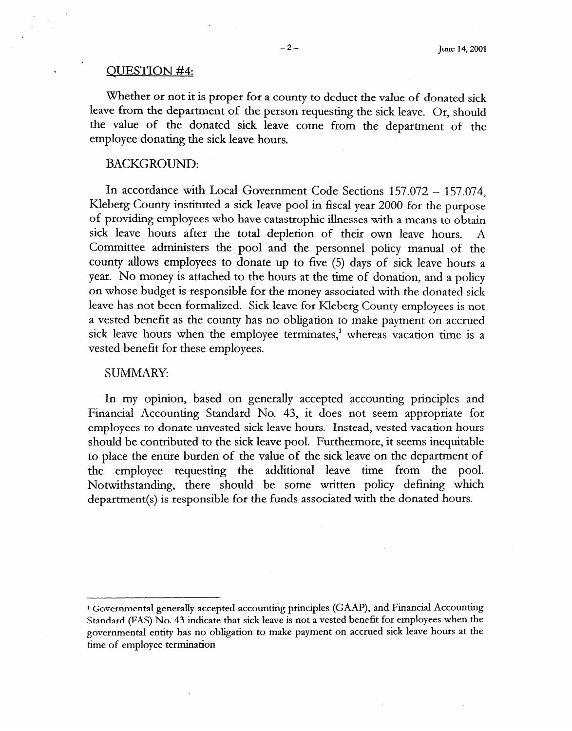QUESTION #4:

Whether or not it is proper for a county to deduct the value of donated sick leave from the department of the person requesting the sick leave. Or, should the value of the donated sick leave come from the department of the employee donating the sick leave hours.

BACKGROUND:

In accordance with Local Government Code Sections 157.072 – 157.074, Kleberg County instituted a sick leave pool in fiscal year 2000 for the purpose of providing employees who have catastrophic illnesses with a means to obtain sick leave hours after the total depletion of their own leave hours. A Committee administers the pool and the personnel policy manual of the county allows employees to donate up to five (5) days of sick leave hours a year. No money is attached to the hours at the time of donation, and a policy on whose budget is responsible for the money associated with the donated sick leave has not been formalized. Sick leave for Kleberg County employees is not a vested benefit as the county has no obligation to make payment on accrued sick leave hours when the employee terminates,[1] whereas vacation time is a vested benefit for these employees.

SUMMARY:

In my opinion, based on generally accepted accounting principles and Financial Accounting Standard No. 43, it does not seem appropriate for employees to donate unvested sick leave hours. Instead, vested vacation hours should be contributed to the sick leave pool. Furthermore, it seems inequitable to place the entire burden of the value of the sick leave on the department of the employee requesting the additional leave time from the pool. Notwithstanding, there should be some written policy defining which department(s) is responsible for the funds associated with the donated hours.

---

[1] Governmental generally accepted accounting principles (GAAP), and Financial Accounting Standard (FAS) No. 43 indicate that sick leave is not a vested benefit for employees when the governmental entity has no obligation to make payment on accrued sick leave hours at the time of employee termination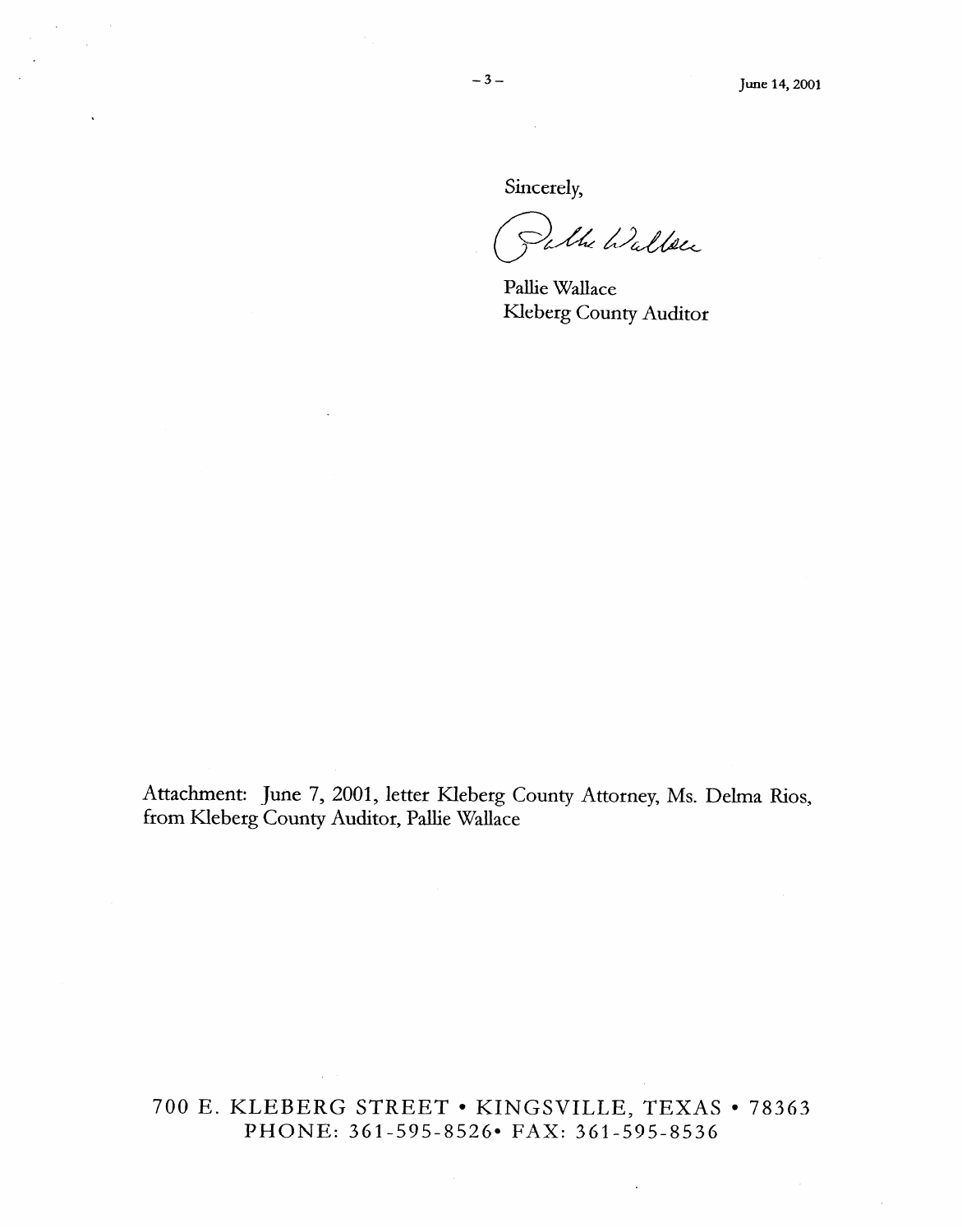Sincerely,

Pallie Wallace

Pallie Wallace
Kleberg County Auditor

Attachment: June 7, 2001, letter Kleberg County Attorney, Ms. Delma Rios, from Kleberg County Auditor, Pallie Wallace

700 E. KLEBERG STREET • KINGSVILLE, TEXAS • 78363
PHONE: 361-595-8526• FAX: 361-595-8536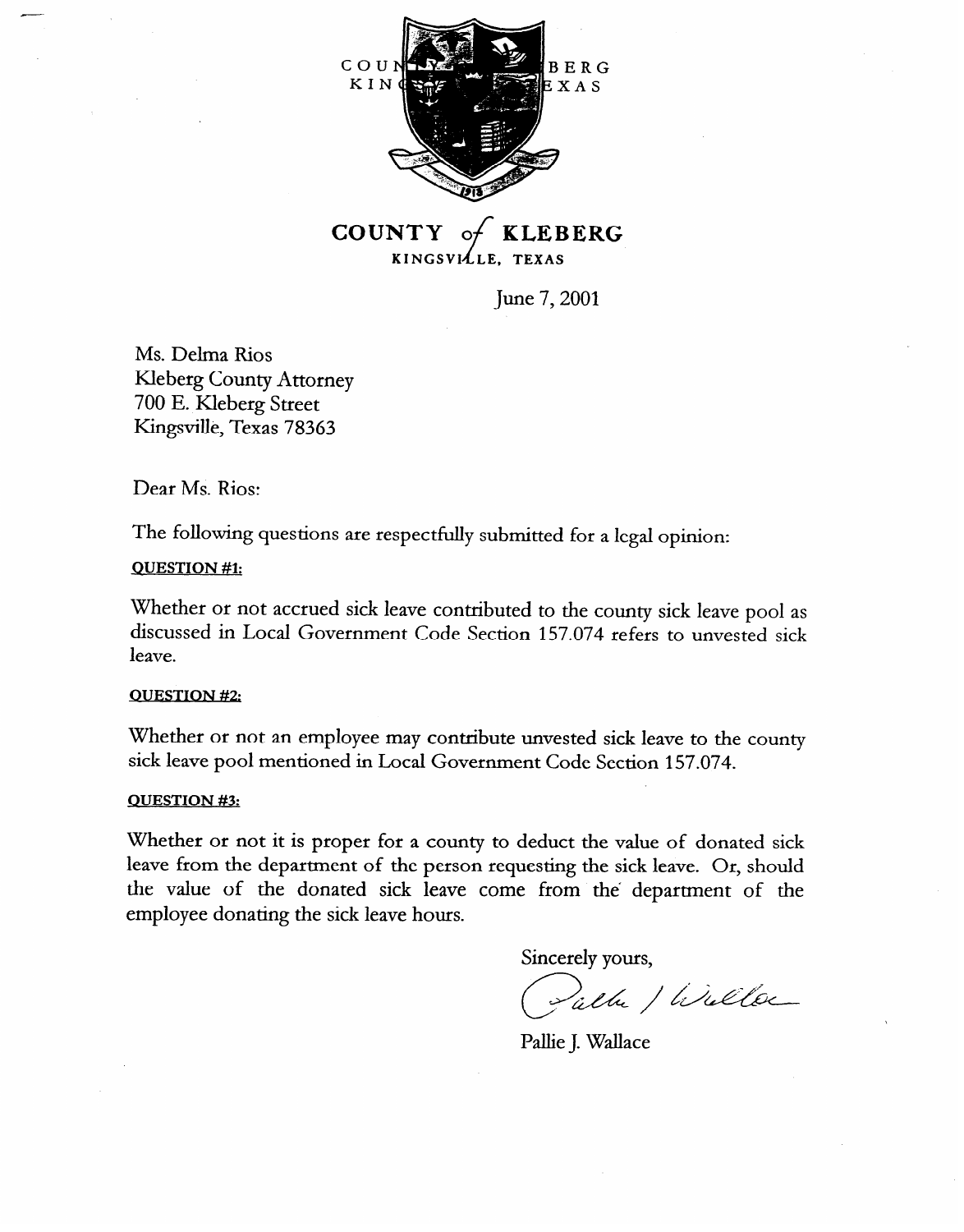COUNTY OF KLEBERG
KINGSVILLE, TEXAS

June 7, 2001

Ms. Delma Rios
Kleberg County Attorney
700 E. Kleberg Street
Kingsville, Texas 78363

Dear Ms. Rios:

The following questions are respectfully submitted for a legal opinion:

**QUESTION #1:**

Whether or not accrued sick leave contributed to the county sick leave pool as discussed in Local Government Code Section 157.074 refers to unvested sick leave.

**QUESTION #2:**

Whether or not an employee may contribute unvested sick leave to the county sick leave pool mentioned in Local Government Code Section 157.074.

**QUESTION #3:**

Whether or not it is proper for a county to deduct the value of donated sick leave from the department of the person requesting the sick leave. Or, should the value of the donated sick leave come from the department of the employee donating the sick leave hours.

Sincerely yours,

Pallie J. Wallace

Pallie J. Wallace